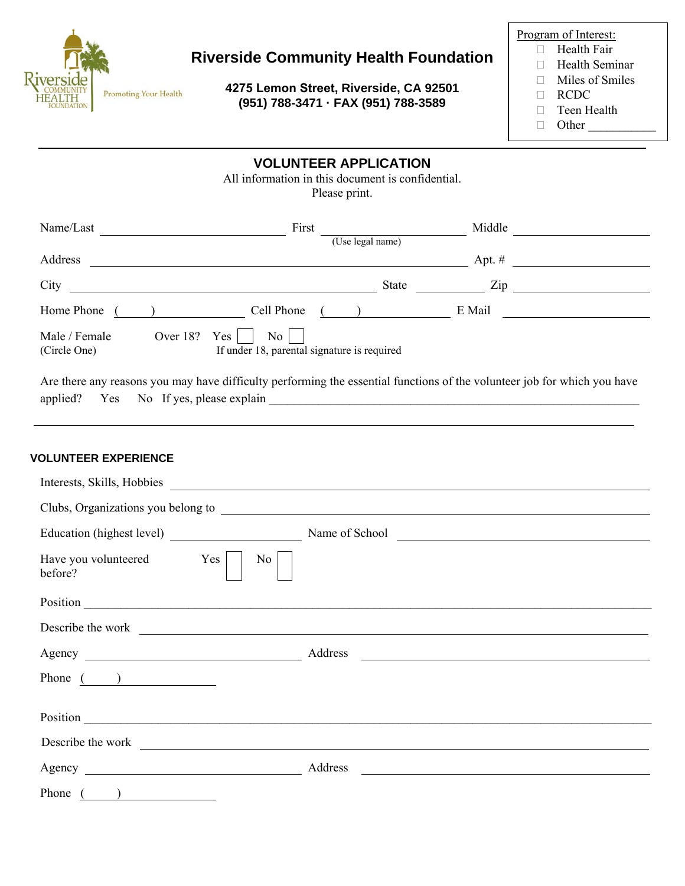# Riverside Community Health Foundation

Riverside COMMUNITY HEALTH FOUNDATION — Promoting Your Health

**4275 Lemon Street, Riverside, CA 92501**
**(951) 788-3471 · FAX (951) 788-3589**

Program of Interest:
- ☐ Health Fair
- ☐ Health Seminar
- ☐ Miles of Smiles
- ☐ RCDC
- ☐ Teen Health
- ☐ Other ___________

---

## VOLUNTEER APPLICATION

All information in this document is confidential.
Please print.

Name/Last ______________________ First ______________________ Middle ______________________
(Use legal name)

Address ____________________________________________ Apt. # ______________

City ____________________________________ State __________ Zip ______________

Home Phone ( ) ______________ Cell Phone ( ) ______________ E Mail ______________

Male / Female (Circle One) Over 18? Yes ☐ No ☐
If under 18, parental signature is required

Are there any reasons you may have difficulty performing the essential functions of the volunteer job for which you have applied? Yes No If yes, please explain ________________________________________________

__________________________________________________________________________________

### VOLUNTEER EXPERIENCE

Interests, Skills, Hobbies ____________________________________________________________

Clubs, Organizations you belong to ____________________________________________________

Education (highest level) ______________________ Name of School ______________________

Have you volunteered before? Yes ☐ No ☐

Position ______________________________________________________________________

Describe the work _____________________________________________________________

Agency ______________________________ Address ______________________________

Phone ( ) ______________

Position ______________________________________________________________________

Describe the work _____________________________________________________________

Agency ______________________________ Address ______________________________

Phone ( ) ______________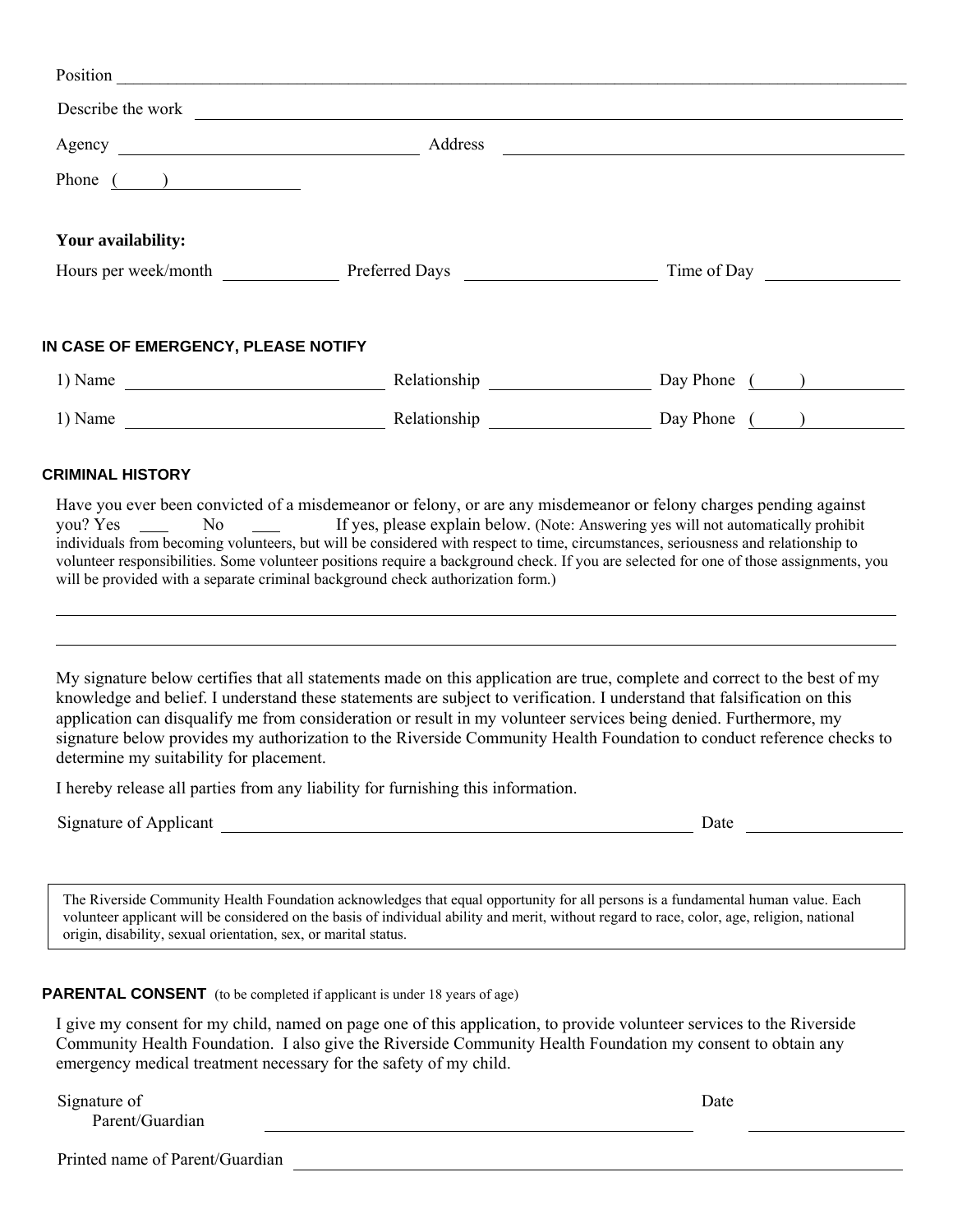Position ______________________________________________________________________________

Describe the work ______________________________________________________________________

Agency ______________________________ Address ______________________________________

Phone (     ) ______________

**Your availability:**

Hours per week/month ____________ Preferred Days ____________________ Time of Day ______________

## IN CASE OF EMERGENCY, PLEASE NOTIFY

1) Name ___________________________ Relationship ________________ Day Phone (     ) __________

1) Name ___________________________ Relationship ________________ Day Phone (     ) __________

## CRIMINAL HISTORY

Have you ever been convicted of a misdemeanor or felony, or are any misdemeanor or felony charges pending against you? Yes ___ No ___ If yes, please explain below. (Note: Answering yes will not automatically prohibit individuals from becoming volunteers, but will be considered with respect to time, circumstances, seriousness and relationship to volunteer responsibilities. Some volunteer positions require a background check. If you are selected for one of those assignments, you will be provided with a separate criminal background check authorization form.)

______________________________________________________________________________________

______________________________________________________________________________________

My signature below certifies that all statements made on this application are true, complete and correct to the best of my knowledge and belief. I understand these statements are subject to verification. I understand that falsification on this application can disqualify me from consideration or result in my volunteer services being denied. Furthermore, my signature below provides my authorization to the Riverside Community Health Foundation to conduct reference checks to determine my suitability for placement.

I hereby release all parties from any liability for furnishing this information.

Signature of Applicant ______________________________________________ Date ______________

> The Riverside Community Health Foundation acknowledges that equal opportunity for all persons is a fundamental human value. Each volunteer applicant will be considered on the basis of individual ability and merit, without regard to race, color, age, religion, national origin, disability, sexual orientation, sex, or marital status.

## PARENTAL CONSENT (to be completed if applicant is under 18 years of age)

I give my consent for my child, named on page one of this application, to provide volunteer services to the Riverside Community Health Foundation. I also give the Riverside Community Health Foundation my consent to obtain any emergency medical treatment necessary for the safety of my child.

Signature of Parent/Guardian ______________________________________________ Date ______________

Printed name of Parent/Guardian ______________________________________________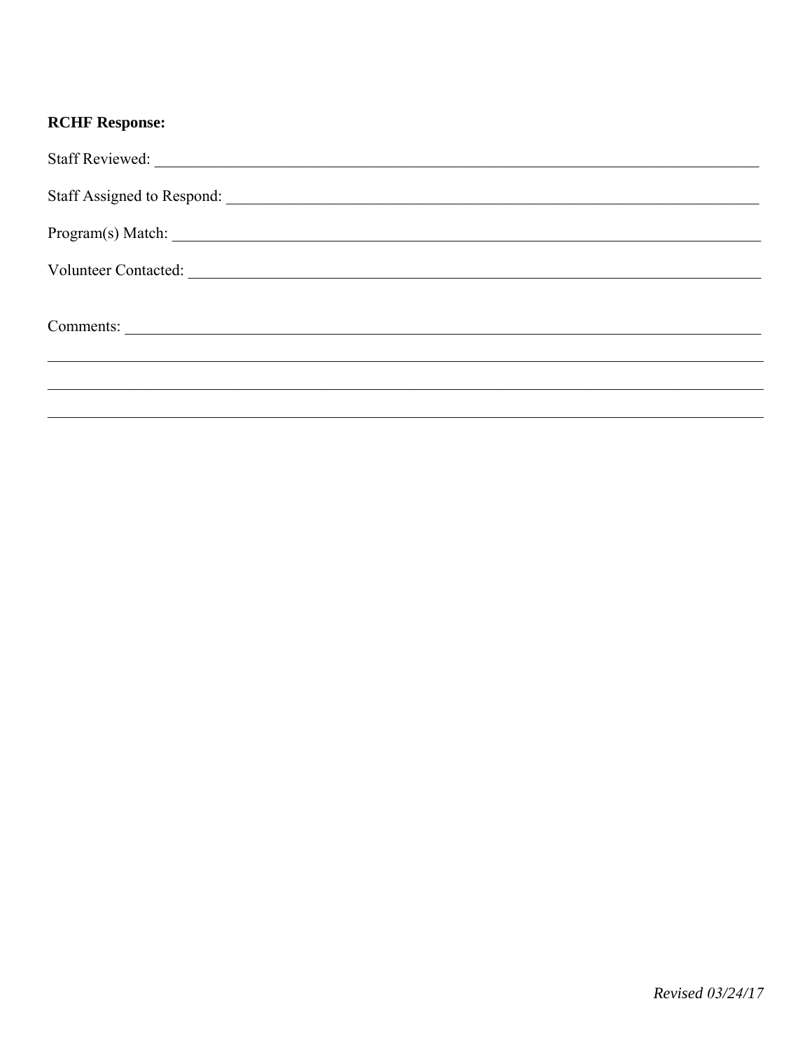**RCHF Response:**

Staff Reviewed: ___________________________________________________________________________

Staff Assigned to Respond: ___________________________________________________________________

Program(s) Match: ________________________________________________________________________

Volunteer Contacted: ______________________________________________________________________

Comments: _____________________________________________________________________________

_______________________________________________________________________________________

_______________________________________________________________________________________

_______________________________________________________________________________________

*Revised 03/24/17*